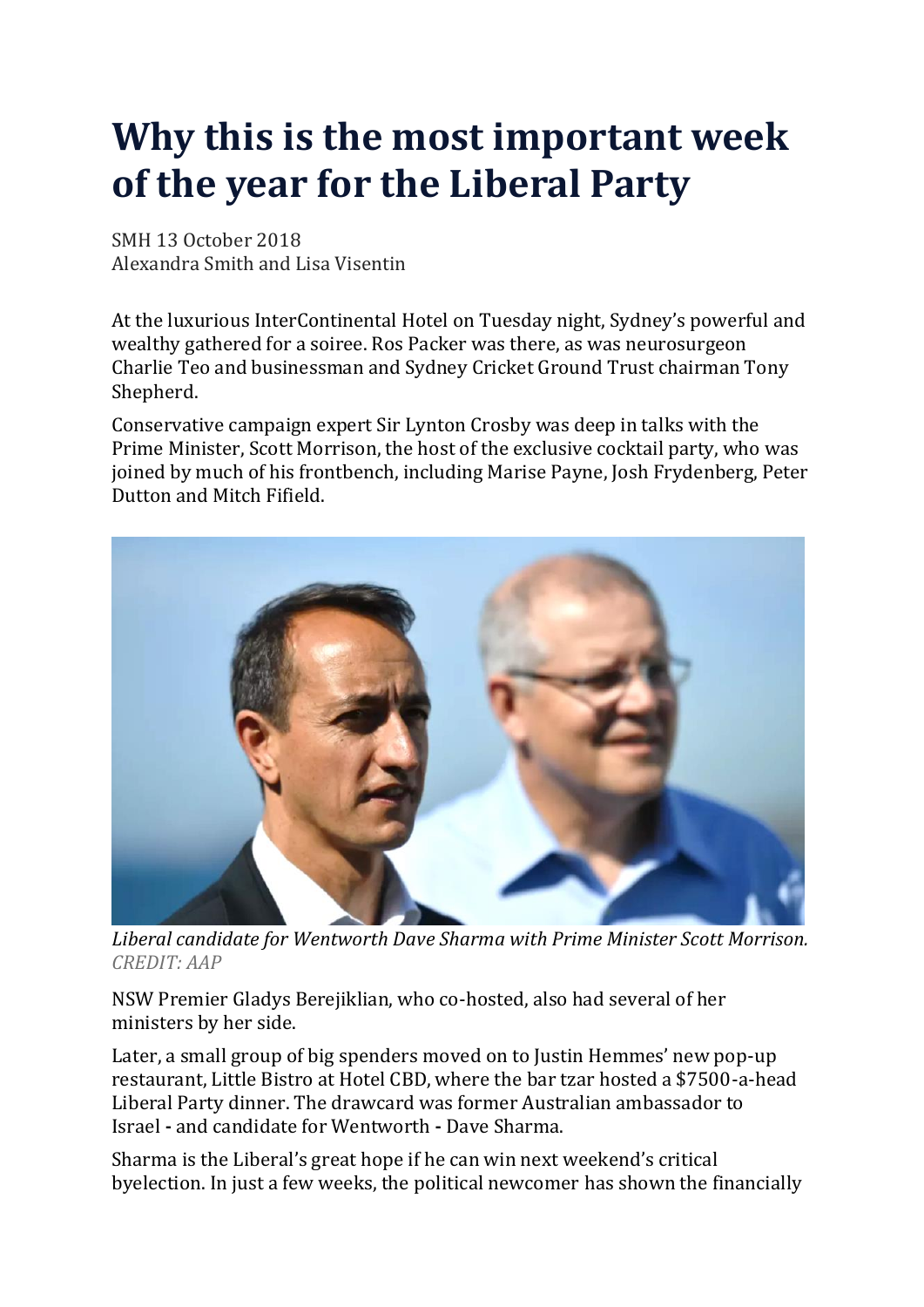# Why this is the most important week of the year for the Liberal Party

SMH 13 October 2018
Alexandra Smith and Lisa Visentin

At the luxurious InterContinental Hotel on Tuesday night, Sydney's powerful and wealthy gathered for a soiree. Ros Packer was there, as was neurosurgeon Charlie Teo and businessman and Sydney Cricket Ground Trust chairman Tony Shepherd.

Conservative campaign expert Sir Lynton Crosby was deep in talks with the Prime Minister, Scott Morrison, the host of the exclusive cocktail party, who was joined by much of his frontbench, including Marise Payne, Josh Frydenberg, Peter Dutton and Mitch Fifield.

*Liberal candidate for Wentworth Dave Sharma with Prime Minister Scott Morrison. CREDIT: AAP*

NSW Premier Gladys Berejiklian, who co-hosted, also had several of her ministers by her side.

Later, a small group of big spenders moved on to Justin Hemmes' new pop-up restaurant, Little Bistro at Hotel CBD, where the bar tzar hosted a $7500-a-head Liberal Party dinner. The drawcard was former Australian ambassador to Israel - and candidate for Wentworth - Dave Sharma.

Sharma is the Liberal's great hope if he can win next weekend's critical byelection. In just a few weeks, the political newcomer has shown the financially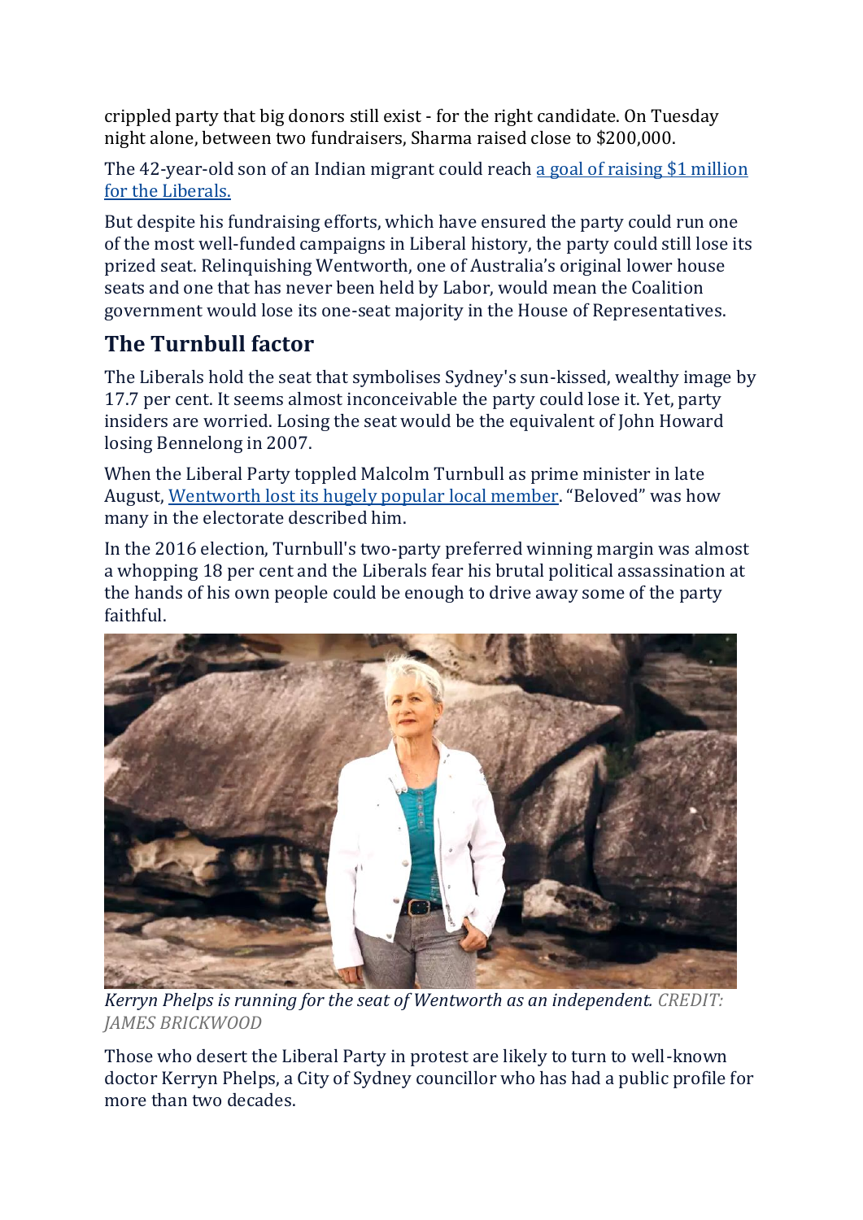crippled party that big donors still exist - for the right candidate. On Tuesday night alone, between two fundraisers, Sharma raised close to $200,000.

The 42-year-old son of an Indian migrant could reach [a goal of raising $1 million for the Liberals.](#)

But despite his fundraising efforts, which have ensured the party could run one of the most well-funded campaigns in Liberal history, the party could still lose its prized seat. Relinquishing Wentworth, one of Australia's original lower house seats and one that has never been held by Labor, would mean the Coalition government would lose its one-seat majority in the House of Representatives.

## The Turnbull factor

The Liberals hold the seat that symbolises Sydney's sun-kissed, wealthy image by 17.7 per cent. It seems almost inconceivable the party could lose it. Yet, party insiders are worried. Losing the seat would be the equivalent of John Howard losing Bennelong in 2007.

When the Liberal Party toppled Malcolm Turnbull as prime minister in late August, [Wentworth lost its hugely popular local member](#). "Beloved" was how many in the electorate described him.

In the 2016 election, Turnbull's two-party preferred winning margin was almost a whopping 18 per cent and the Liberals fear his brutal political assassination at the hands of his own people could be enough to drive away some of the party faithful.

*Kerryn Phelps is running for the seat of Wentworth as an independent.* CREDIT: JAMES BRICKWOOD

Those who desert the Liberal Party in protest are likely to turn to well-known doctor Kerryn Phelps, a City of Sydney councillor who has had a public profile for more than two decades.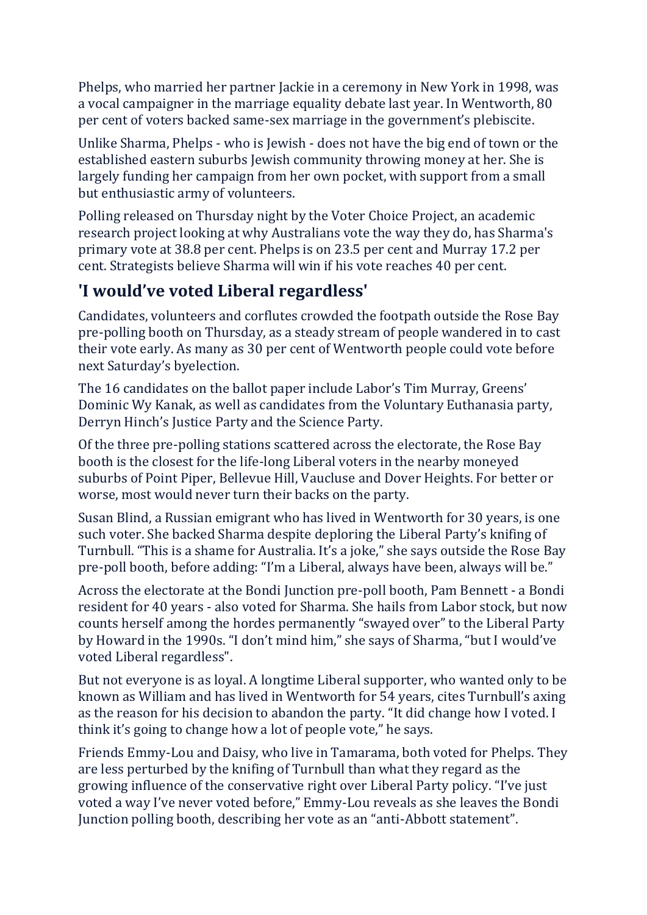Phelps, who married her partner Jackie in a ceremony in New York in 1998, was a vocal campaigner in the marriage equality debate last year. In Wentworth, 80 per cent of voters backed same-sex marriage in the government's plebiscite.

Unlike Sharma, Phelps - who is Jewish - does not have the big end of town or the established eastern suburbs Jewish community throwing money at her. She is largely funding her campaign from her own pocket, with support from a small but enthusiastic army of volunteers.

Polling released on Thursday night by the Voter Choice Project, an academic research project looking at why Australians vote the way they do, has Sharma's primary vote at 38.8 per cent. Phelps is on 23.5 per cent and Murray 17.2 per cent. Strategists believe Sharma will win if his vote reaches 40 per cent.

## 'I would've voted Liberal regardless'

Candidates, volunteers and corflutes crowded the footpath outside the Rose Bay pre-polling booth on Thursday, as a steady stream of people wandered in to cast their vote early. As many as 30 per cent of Wentworth people could vote before next Saturday's byelection.

The 16 candidates on the ballot paper include Labor's Tim Murray, Greens' Dominic Wy Kanak, as well as candidates from the Voluntary Euthanasia party, Derryn Hinch's Justice Party and the Science Party.

Of the three pre-polling stations scattered across the electorate, the Rose Bay booth is the closest for the life-long Liberal voters in the nearby moneyed suburbs of Point Piper, Bellevue Hill, Vaucluse and Dover Heights. For better or worse, most would never turn their backs on the party.

Susan Blind, a Russian emigrant who has lived in Wentworth for 30 years, is one such voter. She backed Sharma despite deploring the Liberal Party's knifing of Turnbull. "This is a shame for Australia. It's a joke," she says outside the Rose Bay pre-poll booth, before adding: "I'm a Liberal, always have been, always will be."

Across the electorate at the Bondi Junction pre-poll booth, Pam Bennett - a Bondi resident for 40 years - also voted for Sharma. She hails from Labor stock, but now counts herself among the hordes permanently "swayed over" to the Liberal Party by Howard in the 1990s. "I don't mind him," she says of Sharma, "but I would've voted Liberal regardless".

But not everyone is as loyal. A longtime Liberal supporter, who wanted only to be known as William and has lived in Wentworth for 54 years, cites Turnbull's axing as the reason for his decision to abandon the party. "It did change how I voted. I think it's going to change how a lot of people vote," he says.

Friends Emmy-Lou and Daisy, who live in Tamarama, both voted for Phelps. They are less perturbed by the knifing of Turnbull than what they regard as the growing influence of the conservative right over Liberal Party policy. "I've just voted a way I've never voted before," Emmy-Lou reveals as she leaves the Bondi Junction polling booth, describing her vote as an "anti-Abbott statement".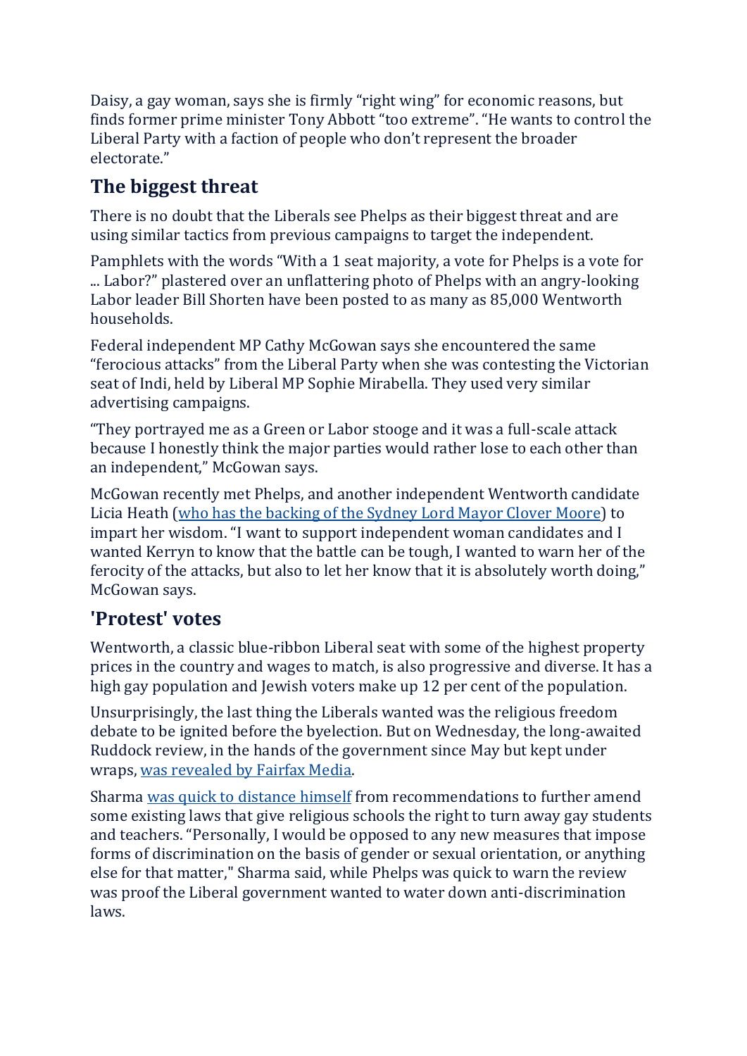Daisy, a gay woman, says she is firmly “right wing” for economic reasons, but finds former prime minister Tony Abbott “too extreme”. “He wants to control the Liberal Party with a faction of people who don’t represent the broader electorate.”

## The biggest threat

There is no doubt that the Liberals see Phelps as their biggest threat and are using similar tactics from previous campaigns to target the independent.

Pamphlets with the words “With a 1 seat majority, a vote for Phelps is a vote for ... Labor?” plastered over an unflattering photo of Phelps with an angry-looking Labor leader Bill Shorten have been posted to as many as 85,000 Wentworth households.

Federal independent MP Cathy McGowan says she encountered the same “ferocious attacks” from the Liberal Party when she was contesting the Victorian seat of Indi, held by Liberal MP Sophie Mirabella. They used very similar advertising campaigns.

“They portrayed me as a Green or Labor stooge and it was a full-scale attack because I honestly think the major parties would rather lose to each other than an independent,” McGowan says.

McGowan recently met Phelps, and another independent Wentworth candidate Licia Heath (who has the backing of the Sydney Lord Mayor Clover Moore) to impart her wisdom. “I want to support independent woman candidates and I wanted Kerryn to know that the battle can be tough, I wanted to warn her of the ferocity of the attacks, but also to let her know that it is absolutely worth doing,” McGowan says.

## 'Protest' votes

Wentworth, a classic blue-ribbon Liberal seat with some of the highest property prices in the country and wages to match, is also progressive and diverse. It has a high gay population and Jewish voters make up 12 per cent of the population.

Unsurprisingly, the last thing the Liberals wanted was the religious freedom debate to be ignited before the byelection. But on Wednesday, the long-awaited Ruddock review, in the hands of the government since May but kept under wraps, was revealed by Fairfax Media.

Sharma was quick to distance himself from recommendations to further amend some existing laws that give religious schools the right to turn away gay students and teachers. “Personally, I would be opposed to any new measures that impose forms of discrimination on the basis of gender or sexual orientation, or anything else for that matter," Sharma said, while Phelps was quick to warn the review was proof the Liberal government wanted to water down anti-discrimination laws.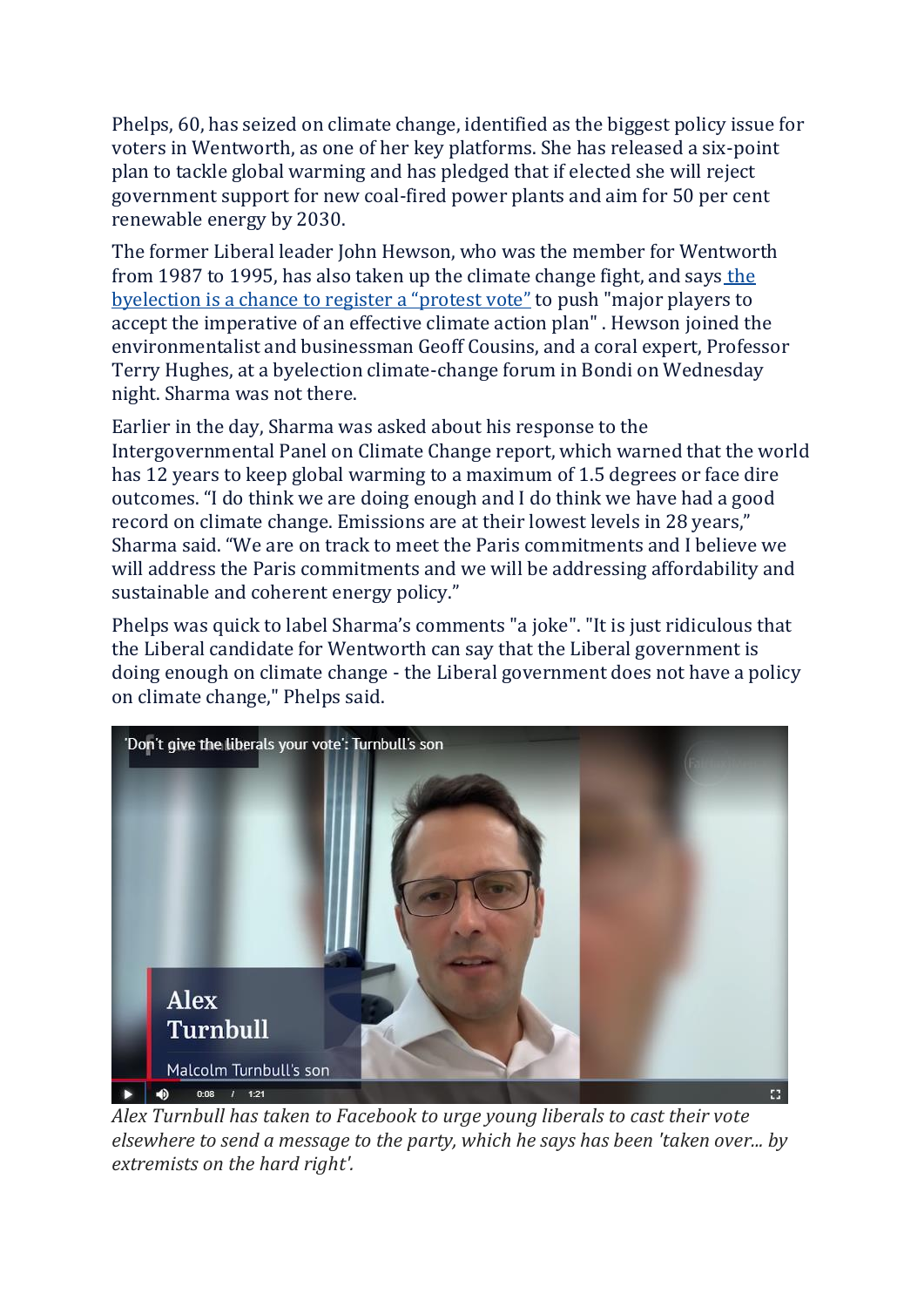Phelps, 60, has seized on climate change, identified as the biggest policy issue for voters in Wentworth, as one of her key platforms. She has released a six-point plan to tackle global warming and has pledged that if elected she will reject government support for new coal-fired power plants and aim for 50 per cent renewable energy by 2030.

The former Liberal leader John Hewson, who was the member for Wentworth from 1987 to 1995, has also taken up the climate change fight, and says [the byelection is a chance to register a "protest vote"] to push "major players to accept the imperative of an effective climate action plan" . Hewson joined the environmentalist and businessman Geoff Cousins, and a coral expert, Professor Terry Hughes, at a byelection climate-change forum in Bondi on Wednesday night. Sharma was not there.

Earlier in the day, Sharma was asked about his response to the Intergovernmental Panel on Climate Change report, which warned that the world has 12 years to keep global warming to a maximum of 1.5 degrees or face dire outcomes. "I do think we are doing enough and I do think we have had a good record on climate change. Emissions are at their lowest levels in 28 years," Sharma said. "We are on track to meet the Paris commitments and I believe we will address the Paris commitments and we will be addressing affordability and sustainable and coherent energy policy."

Phelps was quick to label Sharma's comments "a joke". "It is just ridiculous that the Liberal candidate for Wentworth can say that the Liberal government is doing enough on climate change - the Liberal government does not have a policy on climate change," Phelps said.

'Don't give the liberals your vote': Turnbull's son

Alex Turnbull

Malcolm Turnbull's son

*Alex Turnbull has taken to Facebook to urge young liberals to cast their vote elsewhere to send a message to the party, which he says has been 'taken over... by extremists on the hard right'.*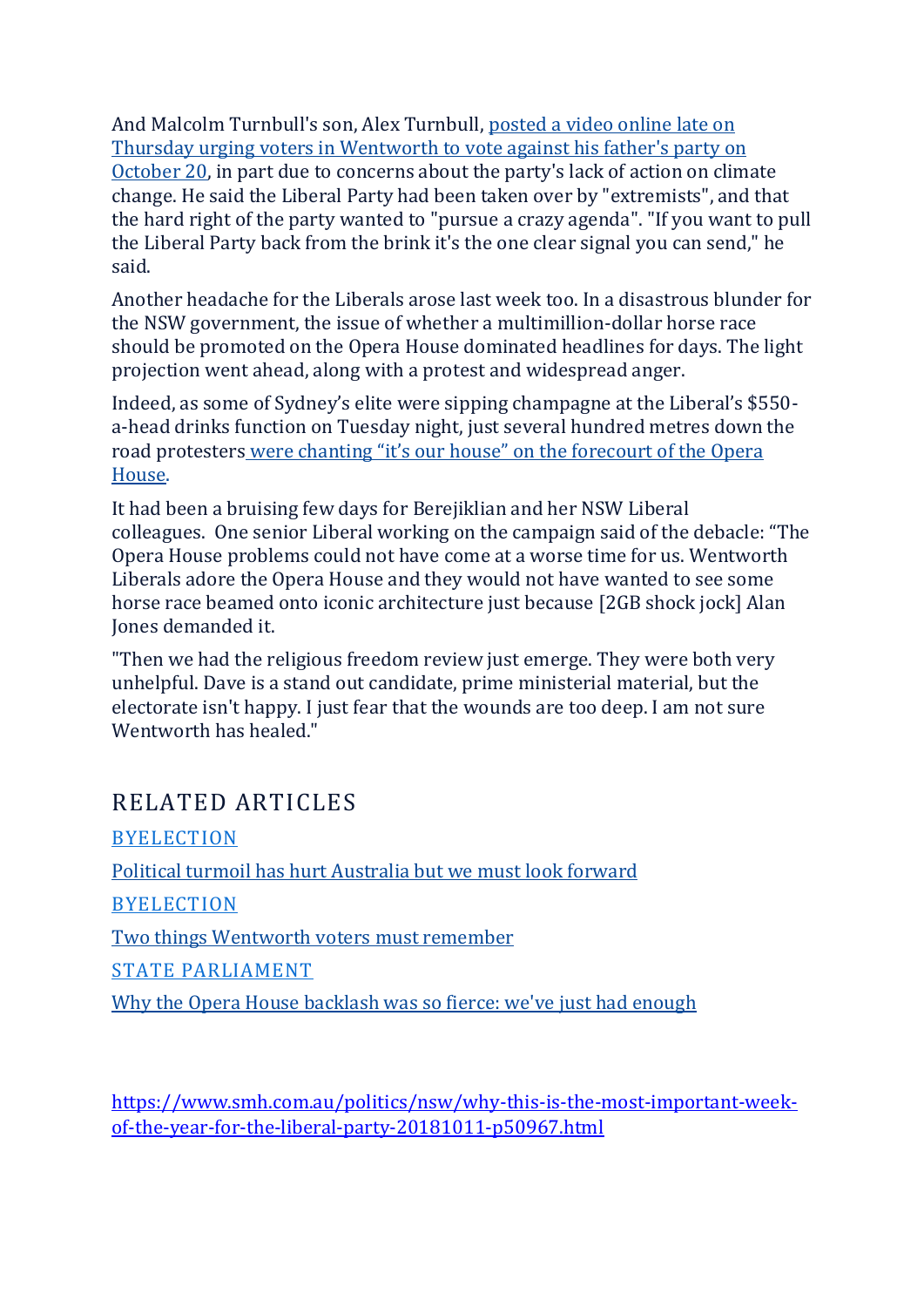And Malcolm Turnbull's son, Alex Turnbull, posted a video online late on Thursday urging voters in Wentworth to vote against his father's party on October 20, in part due to concerns about the party's lack of action on climate change. He said the Liberal Party had been taken over by "extremists", and that the hard right of the party wanted to "pursue a crazy agenda". "If you want to pull the Liberal Party back from the brink it's the one clear signal you can send," he said.

Another headache for the Liberals arose last week too. In a disastrous blunder for the NSW government, the issue of whether a multimillion-dollar horse race should be promoted on the Opera House dominated headlines for days. The light projection went ahead, along with a protest and widespread anger.

Indeed, as some of Sydney's elite were sipping champagne at the Liberal's $550-a-head drinks function on Tuesday night, just several hundred metres down the road protesters were chanting "it's our house" on the forecourt of the Opera House.

It had been a bruising few days for Berejiklian and her NSW Liberal colleagues. One senior Liberal working on the campaign said of the debacle: "The Opera House problems could not have come at a worse time for us. Wentworth Liberals adore the Opera House and they would not have wanted to see some horse race beamed onto iconic architecture just because [2GB shock jock] Alan Jones demanded it.

"Then we had the religious freedom review just emerge. They were both very unhelpful. Dave is a stand out candidate, prime ministerial material, but the electorate isn't happy. I just fear that the wounds are too deep. I am not sure Wentworth has healed."

## RELATED ARTICLES

BYELECTION

Political turmoil has hurt Australia but we must look forward

BYELECTION

Two things Wentworth voters must remember

STATE PARLIAMENT

Why the Opera House backlash was so fierce: we've just had enough

https://www.smh.com.au/politics/nsw/why-this-is-the-most-important-week-of-the-year-for-the-liberal-party-20181011-p50967.html